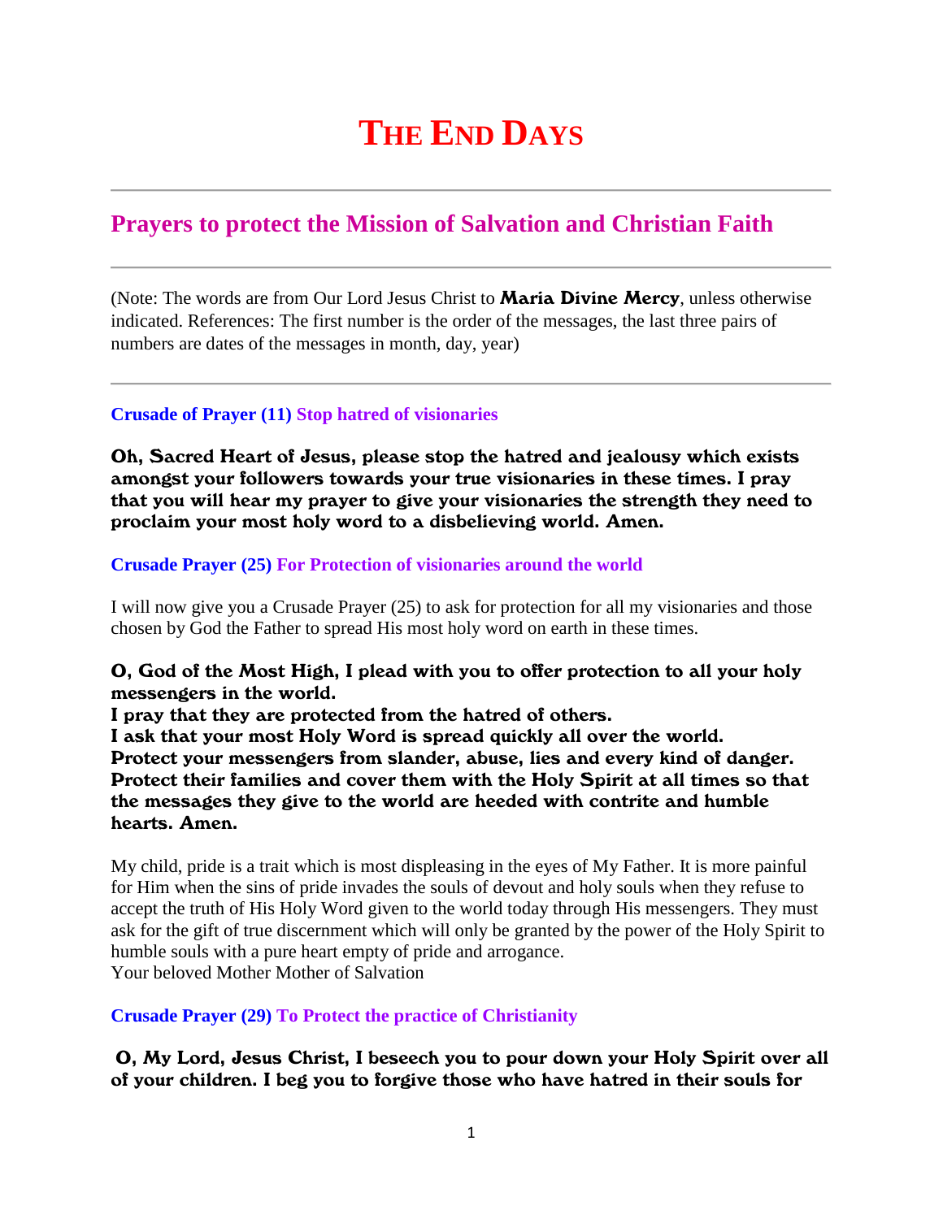# THE END DAYS

---

## Prayers to protect the Mission of Salvation and Christian Faith

---

(Note: The words are from Our Lord Jesus Christ to **Maria Divine Mercy**, unless otherwise indicated. References: The first number is the order of the messages, the last three pairs of numbers are dates of the messages in month, day, year)

---

### Crusade of Prayer (11) Stop hatred of visionaries

**Oh, Sacred Heart of Jesus, please stop the hatred and jealousy which exists amongst your followers towards your true visionaries in these times. I pray that you will hear my prayer to give your visionaries the strength they need to proclaim your most holy word to a disbelieving world. Amen.**

### Crusade Prayer (25) For Protection of visionaries around the world

I will now give you a Crusade Prayer (25) to ask for protection for all my visionaries and those chosen by God the Father to spread His most holy word on earth in these times.

**O, God of the Most High, I plead with you to offer protection to all your holy messengers in the world.**
**I pray that they are protected from the hatred of others.**
**I ask that your most Holy Word is spread quickly all over the world.**
**Protect your messengers from slander, abuse, lies and every kind of danger.**
**Protect their families and cover them with the Holy Spirit at all times so that the messages they give to the world are heeded with contrite and humble hearts. Amen.**

My child, pride is a trait which is most displeasing in the eyes of My Father. It is more painful for Him when the sins of pride invades the souls of devout and holy souls when they refuse to accept the truth of His Holy Word given to the world today through His messengers. They must ask for the gift of true discernment which will only be granted by the power of the Holy Spirit to humble souls with a pure heart empty of pride and arrogance.
Your beloved Mother Mother of Salvation

### Crusade Prayer (29) To Protect the practice of Christianity

**O, My Lord, Jesus Christ, I beseech you to pour down your Holy Spirit over all of your children. I beg you to forgive those who have hatred in their souls for**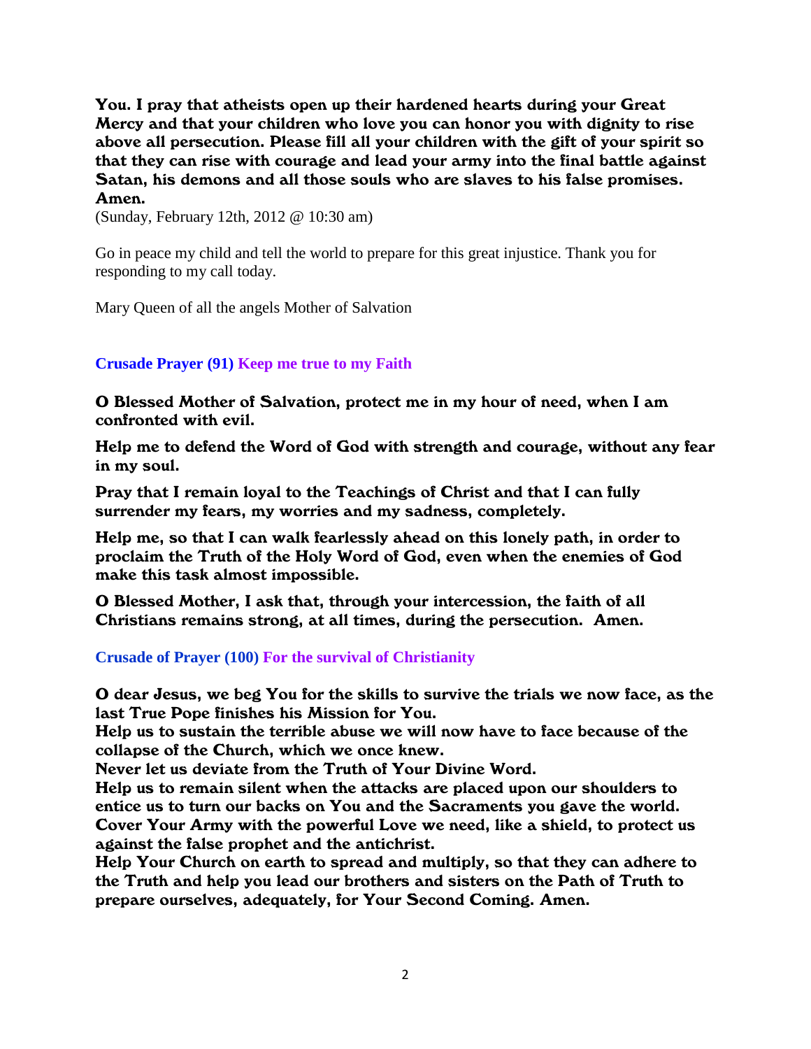**You. I pray that atheists open up their hardened hearts during your Great Mercy and that your children who love you can honor you with dignity to rise above all persecution. Please fill all your children with the gift of your spirit so that they can rise with courage and lead your army into the final battle against Satan, his demons and all those souls who are slaves to his false promises. Amen.**

(Sunday, February 12th, 2012 @ 10:30 am)

Go in peace my child and tell the world to prepare for this great injustice. Thank you for responding to my call today.

Mary Queen of all the angels Mother of Salvation

### Crusade Prayer (91) Keep me true to my Faith

**O Blessed Mother of Salvation, protect me in my hour of need, when I am confronted with evil.**

**Help me to defend the Word of God with strength and courage, without any fear in my soul.**

**Pray that I remain loyal to the Teachings of Christ and that I can fully surrender my fears, my worries and my sadness, completely.**

**Help me, so that I can walk fearlessly ahead on this lonely path, in order to proclaim the Truth of the Holy Word of God, even when the enemies of God make this task almost impossible.**

**O Blessed Mother, I ask that, through your intercession, the faith of all Christians remains strong, at all times, during the persecution. Amen.**

### Crusade of Prayer (100) For the survival of Christianity

**O dear Jesus, we beg You for the skills to survive the trials we now face, as the last True Pope finishes his Mission for You.**
**Help us to sustain the terrible abuse we will now have to face because of the collapse of the Church, which we once knew.**
**Never let us deviate from the Truth of Your Divine Word.**
**Help us to remain silent when the attacks are placed upon our shoulders to entice us to turn our backs on You and the Sacraments you gave the world.**
**Cover Your Army with the powerful Love we need, like a shield, to protect us against the false prophet and the antichrist.**
**Help Your Church on earth to spread and multiply, so that they can adhere to the Truth and help you lead our brothers and sisters on the Path of Truth to prepare ourselves, adequately, for Your Second Coming. Amen.**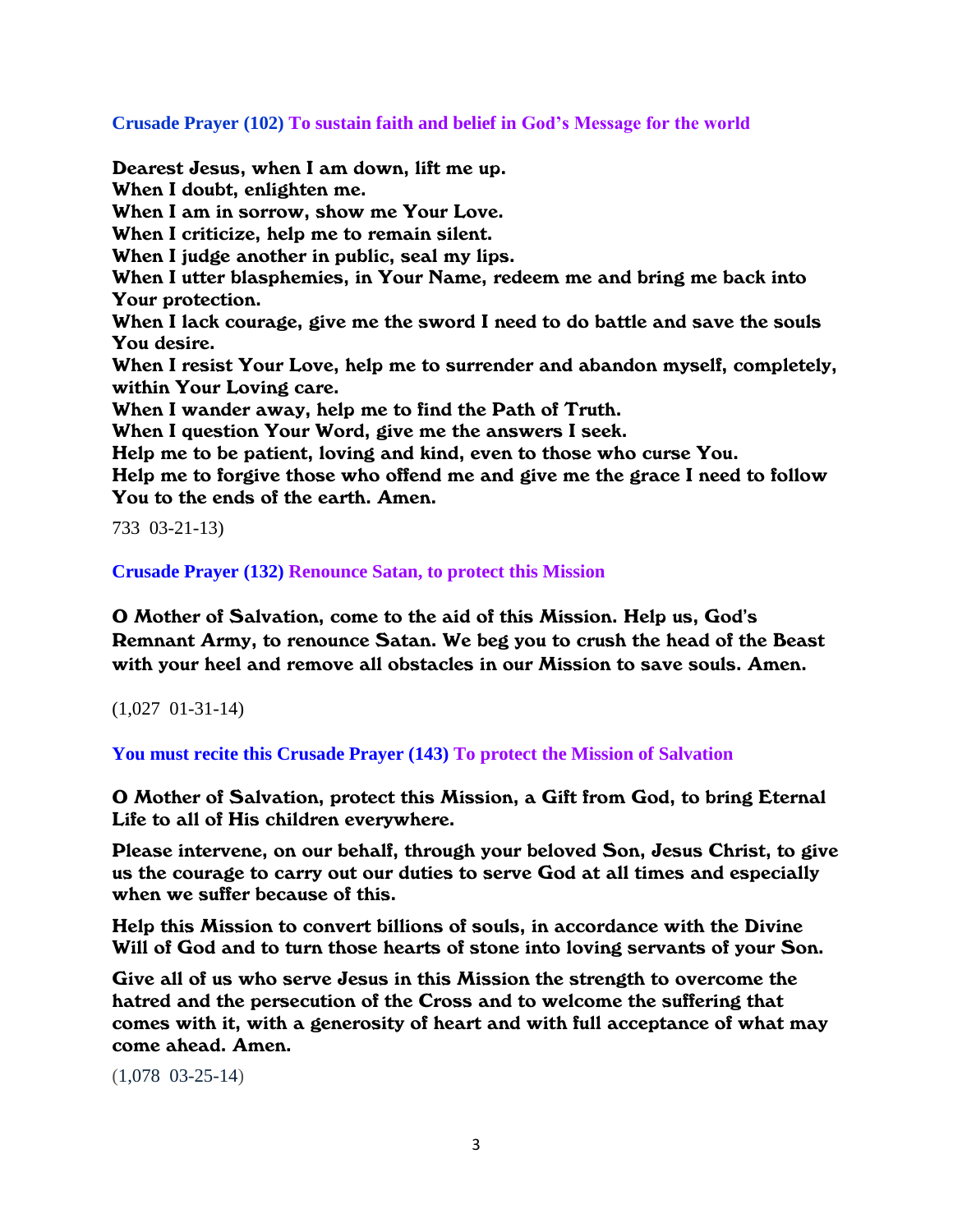**Crusade Prayer (102) To sustain faith and belief in God's Message for the world**

**Dearest Jesus, when I am down, lift me up.**
**When I doubt, enlighten me.**
**When I am in sorrow, show me Your Love.**
**When I criticize, help me to remain silent.**
**When I judge another in public, seal my lips.**
**When I utter blasphemies, in Your Name, redeem me and bring me back into Your protection.**
**When I lack courage, give me the sword I need to do battle and save the souls You desire.**
**When I resist Your Love, help me to surrender and abandon myself, completely, within Your Loving care.**
**When I wander away, help me to find the Path of Truth.**
**When I question Your Word, give me the answers I seek.**
**Help me to be patient, loving and kind, even to those who curse You.**
**Help me to forgive those who offend me and give me the grace I need to follow You to the ends of the earth. Amen.**

733 03-21-13)

**Crusade Prayer (132) Renounce Satan, to protect this Mission**

**O Mother of Salvation, come to the aid of this Mission. Help us, God's Remnant Army, to renounce Satan. We beg you to crush the head of the Beast with your heel and remove all obstacles in our Mission to save souls. Amen.**

(1,027 01-31-14)

**You must recite this Crusade Prayer (143) To protect the Mission of Salvation**

**O Mother of Salvation, protect this Mission, a Gift from God, to bring Eternal Life to all of His children everywhere.**

**Please intervene, on our behalf, through your beloved Son, Jesus Christ, to give us the courage to carry out our duties to serve God at all times and especially when we suffer because of this.**

**Help this Mission to convert billions of souls, in accordance with the Divine Will of God and to turn those hearts of stone into loving servants of your Son.**

**Give all of us who serve Jesus in this Mission the strength to overcome the hatred and the persecution of the Cross and to welcome the suffering that comes with it, with a generosity of heart and with full acceptance of what may come ahead. Amen.**

(1,078 03-25-14)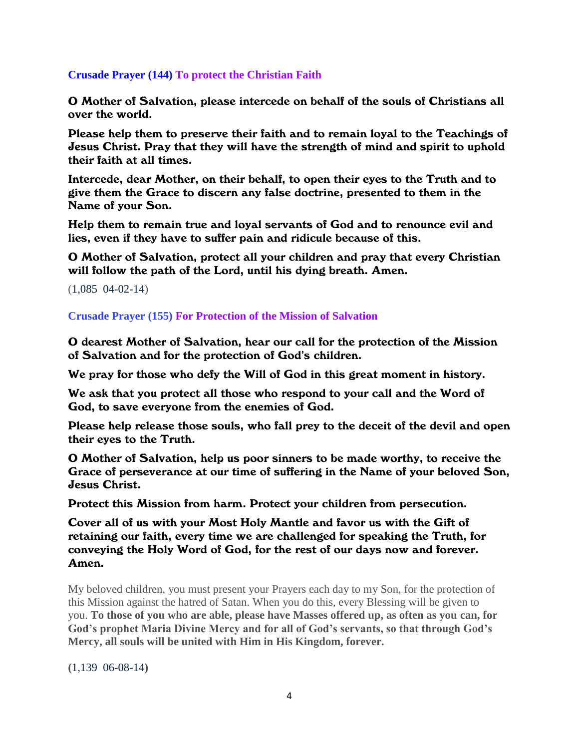**Crusade Prayer (144) To protect the Christian Faith**

**O Mother of Salvation, please intercede on behalf of the souls of Christians all over the world.**

**Please help them to preserve their faith and to remain loyal to the Teachings of Jesus Christ. Pray that they will have the strength of mind and spirit to uphold their faith at all times.**

**Intercede, dear Mother, on their behalf, to open their eyes to the Truth and to give them the Grace to discern any false doctrine, presented to them in the Name of your Son.**

**Help them to remain true and loyal servants of God and to renounce evil and lies, even if they have to suffer pain and ridicule because of this.**

**O Mother of Salvation, protect all your children and pray that every Christian will follow the path of the Lord, until his dying breath. Amen.**

(1,085 04-02-14)

**Crusade Prayer (155) For Protection of the Mission of Salvation**

**O dearest Mother of Salvation, hear our call for the protection of the Mission of Salvation and for the protection of God's children.**

**We pray for those who defy the Will of God in this great moment in history.**

**We ask that you protect all those who respond to your call and the Word of God, to save everyone from the enemies of God.**

**Please help release those souls, who fall prey to the deceit of the devil and open their eyes to the Truth.**

**O Mother of Salvation, help us poor sinners to be made worthy, to receive the Grace of perseverance at our time of suffering in the Name of your beloved Son, Jesus Christ.**

**Protect this Mission from harm. Protect your children from persecution.**

**Cover all of us with your Most Holy Mantle and favor us with the Gift of retaining our faith, every time we are challenged for speaking the Truth, for conveying the Holy Word of God, for the rest of our days now and forever. Amen.**

My beloved children, you must present your Prayers each day to my Son, for the protection of this Mission against the hatred of Satan. When you do this, every Blessing will be given to you. **To those of you who are able, please have Masses offered up, as often as you can, for God's prophet Maria Divine Mercy and for all of God's servants, so that through God's Mercy, all souls will be united with Him in His Kingdom, forever.**

(1,139 06-08-14)